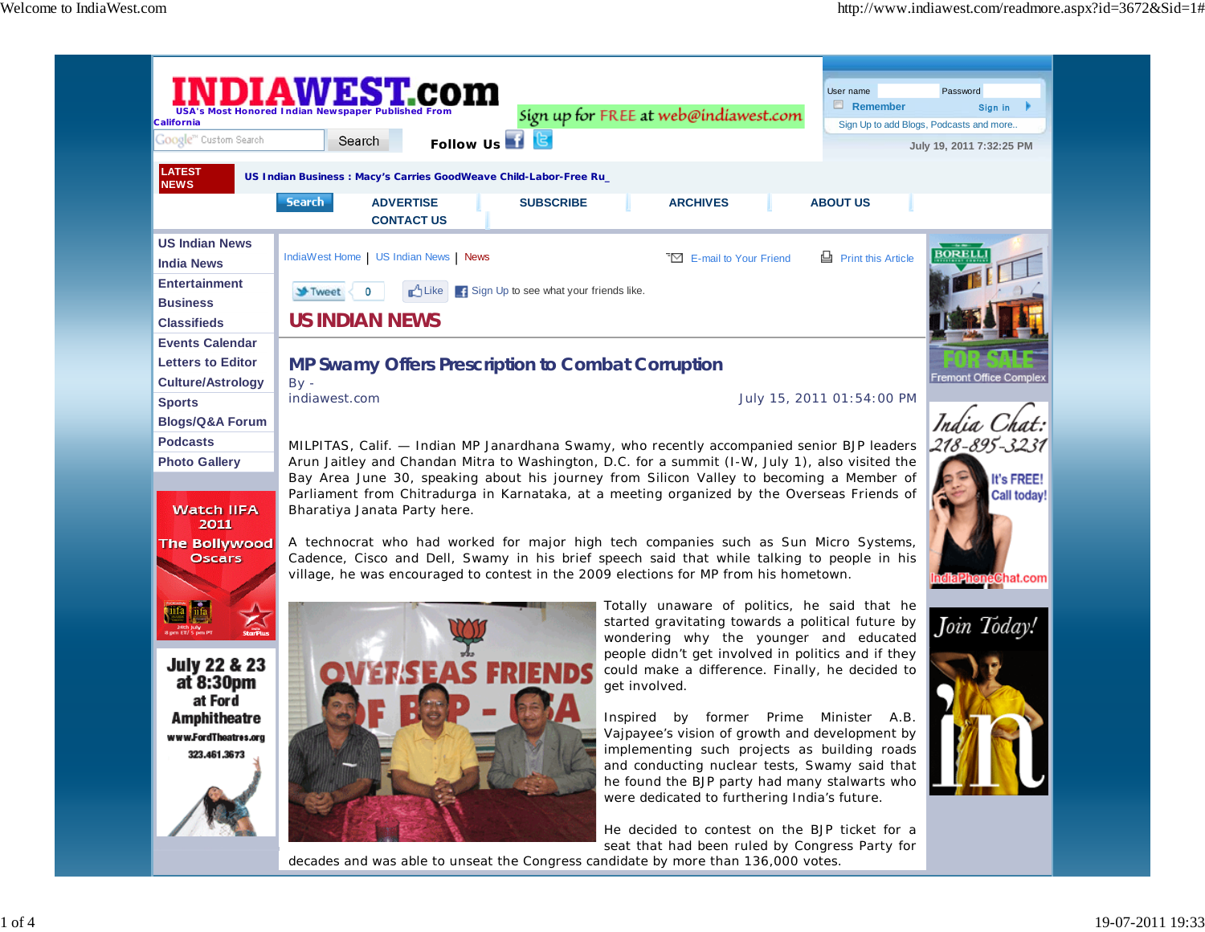# US INDIAN NEWS

## MP Swamy Offers Prescription to Combat Corruption

By - indiawest.com

July 15, 2011 01:54:00 PM

MILPITAS, Calif. — Indian MP Janardhana Swamy, who recently accompanied senior BJP leaders Arun Jaitley and Chandan Mitra to Washington, D.C. for a summit (I-W, July 1), also visited the Bay Area June 30, speaking about his journey from Silicon Valley to becoming a Member of Parliament from Chitradurga in Karnataka, at a meeting organized by the Overseas Friends of Bharatiya Janata Party here.

A technocrat who had worked for major high tech companies such as Sun Micro Systems, Cadence, Cisco and Dell, Swamy in his brief speech said that while talking to people in his village, he was encouraged to contest in the 2009 elections for MP from his hometown.

Totally unaware of politics, he said that he started gravitating towards a political future by wondering why the younger and educated people didn't get involved in politics and if they could make a difference. Finally, he decided to get involved.

Inspired by former Prime Minister A.B. Vajpayee's vision of growth and development by implementing such projects as building roads and conducting nuclear tests, Swamy said that he found the BJP party had many stalwarts who were dedicated to furthering India's future.

He decided to contest on the BJP ticket for a seat that had been ruled by Congress Party for decades and was able to unseat the Congress candidate by more than 136,000 votes.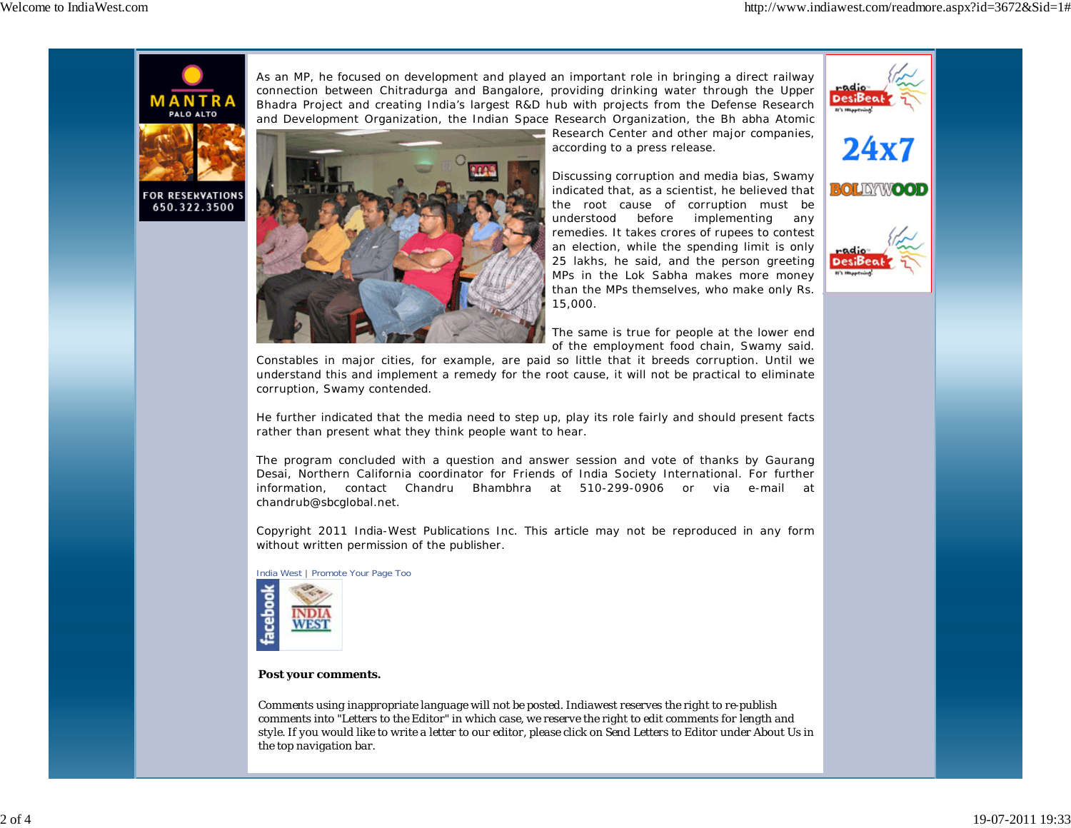As an MP, he focused on development and played an important role in bringing a direct railway connection between Chitradurga and Bangalore, providing drinking water through the Upper Bhadra Project and creating India's largest R&D hub with projects from the Defense Research and Development Organization, the Indian Space Research Organization, the Bh abha Atomic Research Center and other major companies, according to a press release.

Discussing corruption and media bias, Swamy indicated that, as a scientist, he believed that the root cause of corruption must be understood before implementing any remedies. It takes crores of rupees to contest an election, while the spending limit is only 25 lakhs, he said, and the person greeting MPs in the Lok Sabha makes more money than the MPs themselves, who make only Rs. 15,000.

The same is true for people at the lower end of the employment food chain, Swamy said. Constables in major cities, for example, are paid so little that it breeds corruption. Until we understand this and implement a remedy for the root cause, it will not be practical to eliminate corruption, Swamy contended.

He further indicated that the media need to step up, play its role fairly and should present facts rather than present what they think people want to hear.

The program concluded with a question and answer session and vote of thanks by Gaurang Desai, Northern California coordinator for Friends of India Society International. For further information, contact Chandru Bhambhra at 510-299-0906 or via e-mail at chandrub@sbcglobal.net.

Copyright 2011 India-West Publications Inc. This article may not be reproduced in any form without written permission of the publisher.

India West | Promote Your Page Too

**Post your comments.**

Comments using inappropriate language will not be posted. Indiawest reserves the right to re-publish comments into "Letters to the Editor" in which case, we reserve the right to edit comments for length and style. If you would like to write a letter to our editor, please click on Send Letters to Editor under About Us in the top navigation bar.